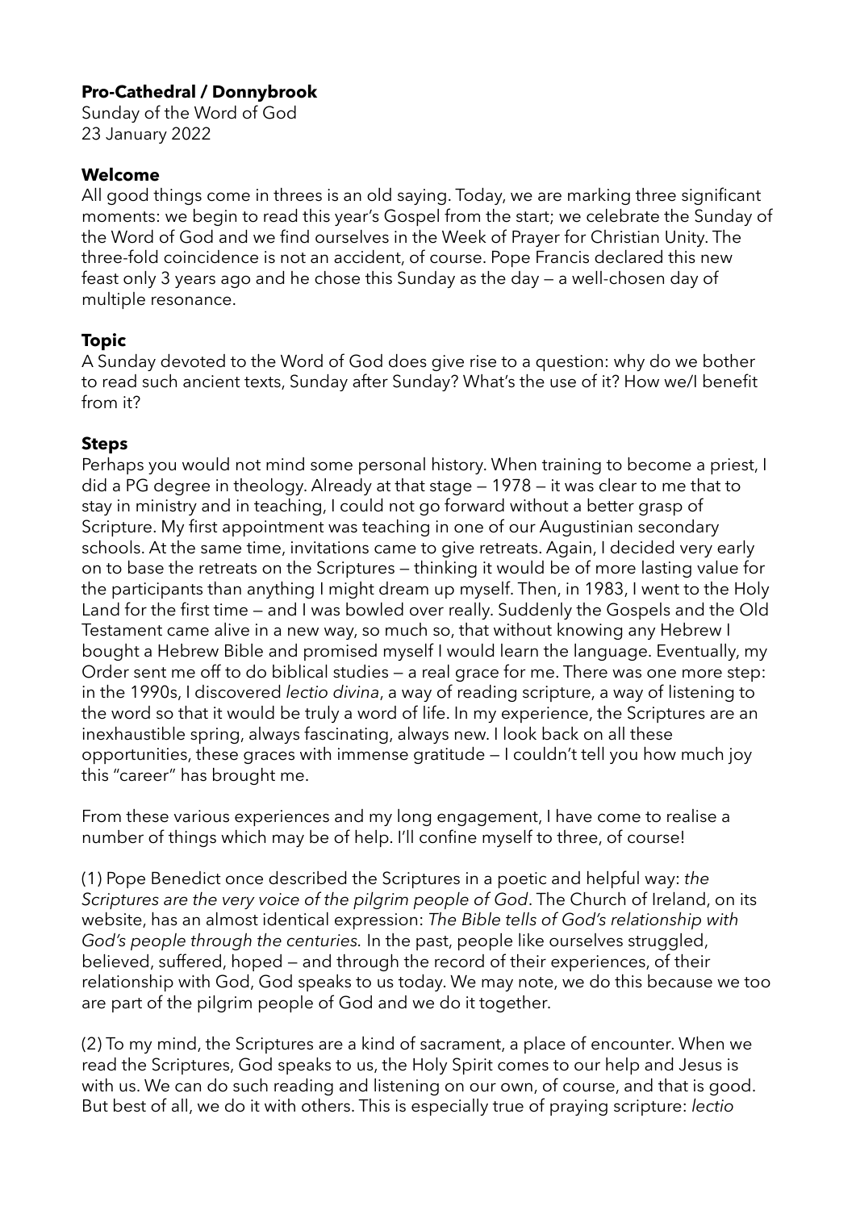**Pro-Cathedral / Donnybrook**
Sunday of the Word of God
23 January 2022

**Welcome**
All good things come in threes is an old saying. Today, we are marking three significant moments: we begin to read this year's Gospel from the start; we celebrate the Sunday of the Word of God and we find ourselves in the Week of Prayer for Christian Unity. The three-fold coincidence is not an accident, of course. Pope Francis declared this new feast only 3 years ago and he chose this Sunday as the day — a well-chosen day of multiple resonance.

**Topic**
A Sunday devoted to the Word of God does give rise to a question: why do we bother to read such ancient texts, Sunday after Sunday? What's the use of it? How we/I benefit from it?

**Steps**
Perhaps you would not mind some personal history. When training to become a priest, I did a PG degree in theology. Already at that stage — 1978 — it was clear to me that to stay in ministry and in teaching, I could not go forward without a better grasp of Scripture. My first appointment was teaching in one of our Augustinian secondary schools. At the same time, invitations came to give retreats. Again, I decided very early on to base the retreats on the Scriptures — thinking it would be of more lasting value for the participants than anything I might dream up myself. Then, in 1983, I went to the Holy Land for the first time — and I was bowled over really. Suddenly the Gospels and the Old Testament came alive in a new way, so much so, that without knowing any Hebrew I bought a Hebrew Bible and promised myself I would learn the language. Eventually, my Order sent me off to do biblical studies — a real grace for me. There was one more step: in the 1990s, I discovered *lectio divina*, a way of reading scripture, a way of listening to the word so that it would be truly a word of life. In my experience, the Scriptures are an inexhaustible spring, always fascinating, always new. I look back on all these opportunities, these graces with immense gratitude — I couldn't tell you how much joy this "career" has brought me.

From these various experiences and my long engagement, I have come to realise a number of things which may be of help. I'll confine myself to three, of course!

(1) Pope Benedict once described the Scriptures in a poetic and helpful way: *the Scriptures are the very voice of the pilgrim people of God*. The Church of Ireland, on its website, has an almost identical expression: *The Bible tells of God's relationship with God's people through the centuries.* In the past, people like ourselves struggled, believed, suffered, hoped — and through the record of their experiences, of their relationship with God, God speaks to us today. We may note, we do this because we too are part of the pilgrim people of God and we do it together.

(2) To my mind, the Scriptures are a kind of sacrament, a place of encounter. When we read the Scriptures, God speaks to us, the Holy Spirit comes to our help and Jesus is with us. We can do such reading and listening on our own, of course, and that is good. But best of all, we do it with others. This is especially true of praying scripture: *lectio*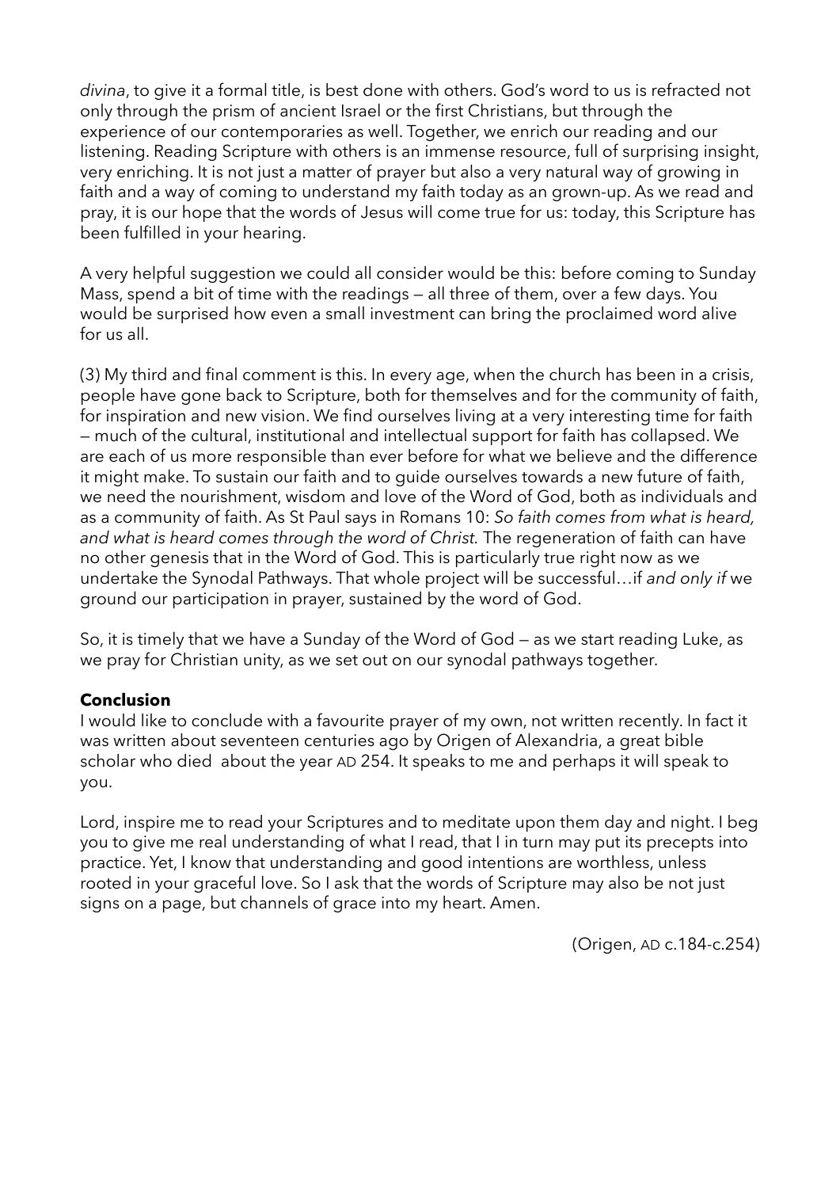*divina*, to give it a formal title, is best done with others. God's word to us is refracted not only through the prism of ancient Israel or the first Christians, but through the experience of our contemporaries as well. Together, we enrich our reading and our listening. Reading Scripture with others is an immense resource, full of surprising insight, very enriching. It is not just a matter of prayer but also a very natural way of growing in faith and a way of coming to understand my faith today as an grown-up. As we read and pray, it is our hope that the words of Jesus will come true for us: today, this Scripture has been fulfilled in your hearing.

A very helpful suggestion we could all consider would be this: before coming to Sunday Mass, spend a bit of time with the readings — all three of them, over a few days. You would be surprised how even a small investment can bring the proclaimed word alive for us all.

(3) My third and final comment is this. In every age, when the church has been in a crisis, people have gone back to Scripture, both for themselves and for the community of faith, for inspiration and new vision. We find ourselves living at a very interesting time for faith — much of the cultural, institutional and intellectual support for faith has collapsed. We are each of us more responsible than ever before for what we believe and the difference it might make. To sustain our faith and to guide ourselves towards a new future of faith, we need the nourishment, wisdom and love of the Word of God, both as individuals and as a community of faith. As St Paul says in Romans 10: *So faith comes from what is heard, and what is heard comes through the word of Christ.* The regeneration of faith can have no other genesis that in the Word of God. This is particularly true right now as we undertake the Synodal Pathways. That whole project will be successful…if *and only if* we ground our participation in prayer, sustained by the word of God.

So, it is timely that we have a Sunday of the Word of God — as we start reading Luke, as we pray for Christian unity, as we set out on our synodal pathways together.

**Conclusion**

I would like to conclude with a favourite prayer of my own, not written recently. In fact it was written about seventeen centuries ago by Origen of Alexandria, a great bible scholar who died about the year AD 254. It speaks to me and perhaps it will speak to you.

Lord, inspire me to read your Scriptures and to meditate upon them day and night. I beg you to give me real understanding of what I read, that I in turn may put its precepts into practice. Yet, I know that understanding and good intentions are worthless, unless rooted in your graceful love. So I ask that the words of Scripture may also be not just signs on a page, but channels of grace into my heart. Amen.

(Origen, AD c.184-c.254)